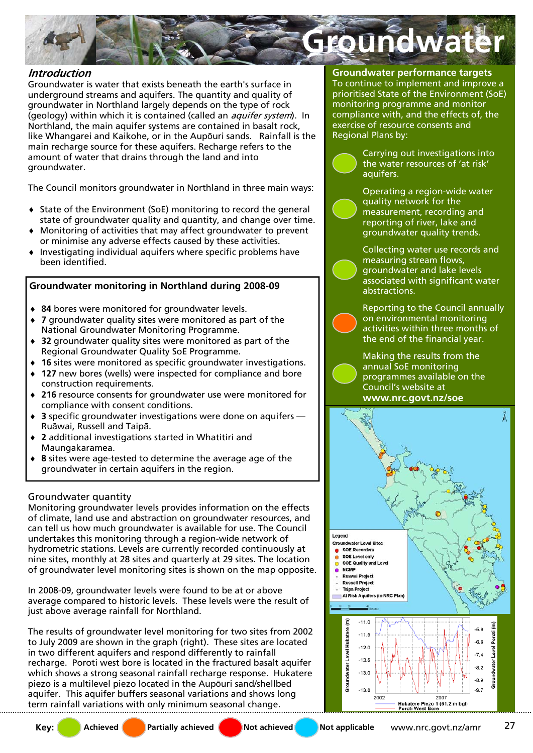# Groundwater

## *Introduction*

Groundwater is water that exists beneath the earth's surface in underground streams and aquifers. The quantity and quality of groundwater in Northland largely depends on the type of rock (geology) within which it is contained (called an *aquifer system*). In Northland, the main aquifer systems are contained in basalt rock, like Whangarei and Kaikohe, or in the Aupōuri sands. Rainfall is the main recharge source for these aquifers. Recharge refers to the amount of water that drains through the land and into groundwater.

The Council monitors groundwater in Northland in three main ways:

- State of the Environment (SoE) monitoring to record the general state of groundwater quality and quantity, and change over time.
- Monitoring of activities that may affect groundwater to prevent or minimise any adverse effects caused by these activities.
- Investigating individual aquifers where specific problems have been identified.

### Groundwater monitoring in Northland during 2008-09

- **84** bores were monitored for groundwater levels.
- **7** groundwater quality sites were monitored as part of the National Groundwater Monitoring Programme.
- **32** groundwater quality sites were monitored as part of the Regional Groundwater Quality SoE Programme.
- **16** sites were monitored as specific groundwater investigations.
- **127** new bores (wells) were inspected for compliance and bore construction requirements.
- **216** resource consents for groundwater use were monitored for compliance with consent conditions.
- **3** specific groundwater investigations were done on aquifers — Ruāwai, Russell and Taipā.
- **2** additional investigations started in Whatitiri and Maungakaramea.
- **8** sites were age-tested to determine the average age of the groundwater in certain aquifers in the region.

### Groundwater quantity

Monitoring groundwater levels provides information on the effects of climate, land use and abstraction on groundwater resources, and can tell us how much groundwater is available for use. The Council undertakes this monitoring through a region-wide network of hydrometric stations. Levels are currently recorded continuously at nine sites, monthly at 28 sites and quarterly at 29 sites. The location of groundwater level monitoring sites is shown on the map opposite.

In 2008-09, groundwater levels were found to be at or above average compared to historic levels. These levels were the result of just above average rainfall for Northland.

The results of groundwater level monitoring for two sites from 2002 to July 2009 are shown in the graph (right). These sites are located in two different aquifers and respond differently to rainfall recharge. Poroti west bore is located in the fractured basalt aquifer which shows a strong seasonal rainfall recharge response. Hukatere piezo is a multilevel piezo located in the Aupōuri sand/shellbed aquifer. This aquifer buffers seasonal variations and shows long term rainfall variations with only minimum seasonal change.

### Groundwater performance targets

To continue to implement and improve a prioritised State of the Environment (SoE) monitoring programme and monitor compliance with, and the effects of, the exercise of resource consents and Regional Plans by:

- (Achieved) Carrying out investigations into the water resources of 'at risk' aquifers.
- (Achieved) Operating a region-wide water quality network for the measurement, recording and reporting of river, lake and groundwater quality trends.
- (Achieved) Collecting water use records and measuring stream flows, groundwater and lake levels associated with significant water abstractions.
- (Partially achieved) Reporting to the Council annually on environmental monitoring activities within three months of the end of the financial year.
- (Achieved) Making the results from the annual SoE monitoring programmes available on the Council's website at **www.nrc.govt.nz/soe**

Legend
Groundwater Level Sites
- SOE Recorders
- SOE Level only
- SOE Quality and Level
- NGMP
- Ruawai Project
- Russell Project
- Taipa Project
- At Risk Aquifers (in NRC Plan)

Groundwater Level Hukatere (m): -11.0, -11.5, -12.0, -12.5, -13.0, -13.5
Groundwater Level Poroti (m): -5.9, -6.6, -7.4, -8.2, -8.9, -9.7
2002, 2007
Hukatere Piezo 1 (61.2 m bgl)
Poroti West Bore

Key: Achieved | Partially achieved | Not achieved | Not applicable

www.nrc.govt.nz/amr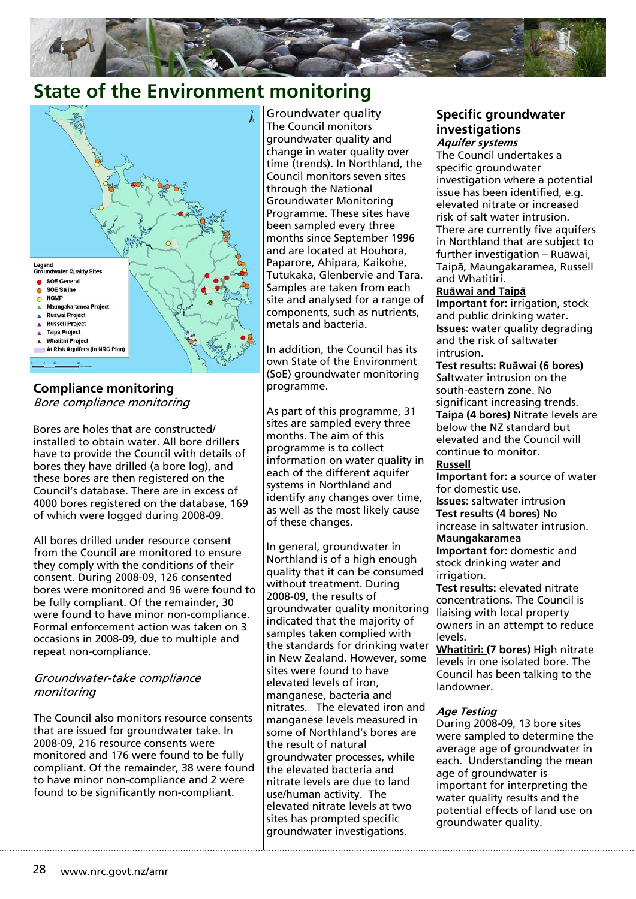# State of the Environment monitoring

Legend
Groundwater Quality Sites
SOE General
SOE Saline
NGMP
Maungakaramea Project
Ruawai Project
Russell Project
Taipa Project
Whatitiri Project
At Risk Aquifers (in NRC Plan)

## Compliance monitoring

*Bore compliance monitoring*

Bores are holes that are constructed/ installed to obtain water. All bore drillers have to provide the Council with details of bores they have drilled (a bore log), and these bores are then registered on the Council's database. There are in excess of 4000 bores registered on the database, 169 of which were logged during 2008-09.

All bores drilled under resource consent from the Council are monitored to ensure they comply with the conditions of their consent. During 2008-09, 126 consented bores were monitored and 96 were found to be fully compliant. Of the remainder, 30 were found to have minor non-compliance. Formal enforcement action was taken on 3 occasions in 2008-09, due to multiple and repeat non-compliance.

*Groundwater-take compliance monitoring*

The Council also monitors resource consents that are issued for groundwater take. In 2008-09, 216 resource consents were monitored and 176 were found to be fully compliant. Of the remainder, 38 were found to have minor non-compliance and 2 were found to be significantly non-compliant.

Groundwater quality

The Council monitors groundwater quality and change in water quality over time (trends). In Northland, the Council monitors seven sites through the National Groundwater Monitoring Programme. These sites have been sampled every three months since September 1996 and are located at Houhora, Paparore, Ahipara, Kaikohe, Tutukaka, Glenbervie and Tara. Samples are taken from each site and analysed for a range of components, such as nutrients, metals and bacteria.

In addition, the Council has its own State of the Environment (SoE) groundwater monitoring programme.

As part of this programme, 31 sites are sampled every three months. The aim of this programme is to collect information on water quality in each of the different aquifer systems in Northland and identify any changes over time, as well as the most likely cause of these changes.

In general, groundwater in Northland is of a high enough quality that it can be consumed without treatment. During 2008-09, the results of groundwater quality monitoring indicated that the majority of samples taken complied with the standards for drinking water in New Zealand. However, some sites were found to have elevated levels of iron, manganese, bacteria and nitrates. The elevated iron and manganese levels measured in some of Northland's bores are the result of natural groundwater processes, while the elevated bacteria and nitrate levels are due to land use/human activity. The elevated nitrate levels at two sites has prompted specific groundwater investigations.

## Specific groundwater investigations

***Aquifer systems***

The Council undertakes a specific groundwater investigation where a potential issue has been identified, e.g. elevated nitrate or increased risk of salt water intrusion. There are currently five aquifers in Northland that are subject to further investigation – Ruāwai, Taipā, Maungakaramea, Russell and Whatitiri.

**Ruāwai and Taipā**

**Important for:** irrigation, stock and public drinking water.
**Issues:** water quality degrading and the risk of saltwater intrusion.
**Test results: Ruāwai (6 bores)** Saltwater intrusion on the south-eastern zone. No significant increasing trends.
**Taipa (4 bores)** Nitrate levels are below the NZ standard but elevated and the Council will continue to monitor.

**Russell**

**Important for:** a source of water for domestic use.
**Issues:** saltwater intrusion
**Test results (4 bores)** No increase in saltwater intrusion.

**Maungakaramea**

**Important for:** domestic and stock drinking water and irrigation.
**Test results:** elevated nitrate concentrations. The Council is liaising with local property owners in an attempt to reduce levels.

**Whatitiri: (7 bores)** High nitrate levels in one isolated bore. The Council has been talking to the landowner.

***Age Testing***

During 2008-09, 13 bore sites were sampled to determine the average age of groundwater in each. Understanding the mean age of groundwater is important for interpreting the water quality results and the potential effects of land use on groundwater quality.